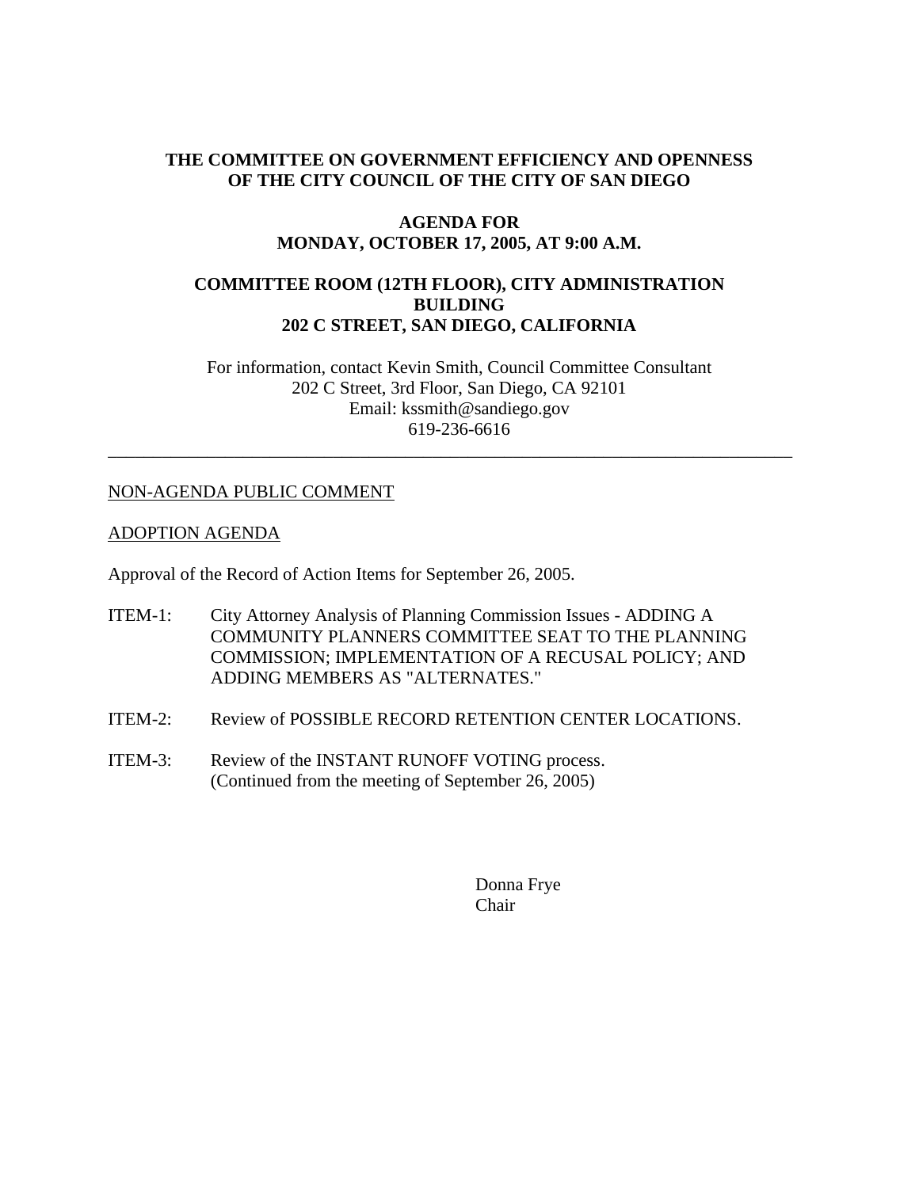**THE COMMITTEE ON GOVERNMENT EFFICIENCY AND OPENNESS OF THE CITY COUNCIL OF THE CITY OF SAN DIEGO**

**AGENDA FOR MONDAY, OCTOBER 17, 2005, AT 9:00 A.M.**

**COMMITTEE ROOM (12TH FLOOR), CITY ADMINISTRATION BUILDING 202 C STREET, SAN DIEGO, CALIFORNIA**

For information, contact Kevin Smith, Council Committee Consultant
202 C Street, 3rd Floor, San Diego, CA 92101
Email: kssmith@sandiego.gov
619-236-6616

---

NON-AGENDA PUBLIC COMMENT

ADOPTION AGENDA

Approval of the Record of Action Items for September 26, 2005.

ITEM-1: City Attorney Analysis of Planning Commission Issues - ADDING A COMMUNITY PLANNERS COMMITTEE SEAT TO THE PLANNING COMMISSION; IMPLEMENTATION OF A RECUSAL POLICY; AND ADDING MEMBERS AS "ALTERNATES."

ITEM-2: Review of POSSIBLE RECORD RETENTION CENTER LOCATIONS.

ITEM-3: Review of the INSTANT RUNOFF VOTING process. (Continued from the meeting of September 26, 2005)

Donna Frye
Chair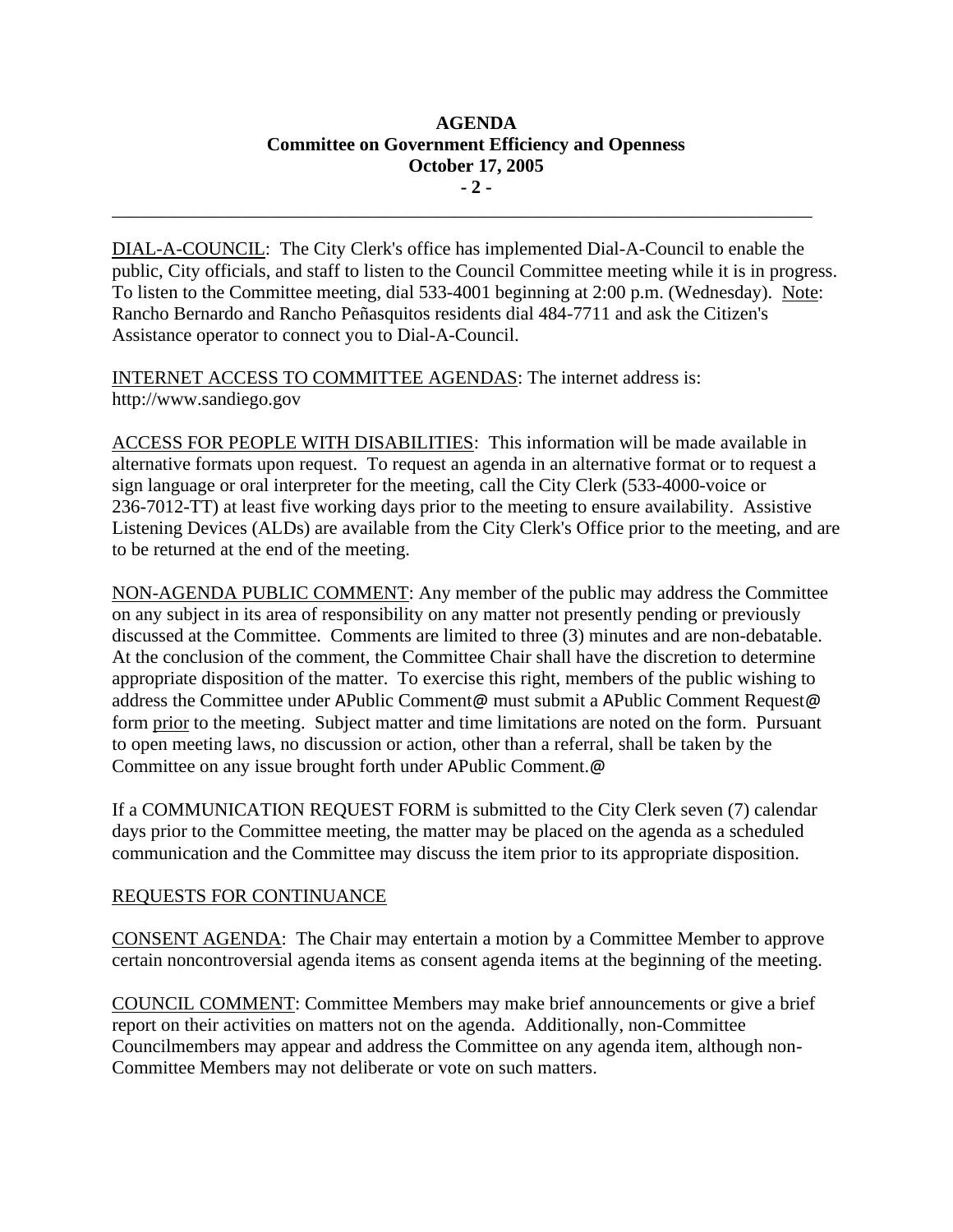DIAL-A-COUNCIL: The City Clerk's office has implemented Dial-A-Council to enable the public, City officials, and staff to listen to the Council Committee meeting while it is in progress. To listen to the Committee meeting, dial 533-4001 beginning at 2:00 p.m. (Wednesday). Note: Rancho Bernardo and Rancho Peñasquitos residents dial 484-7711 and ask the Citizen's Assistance operator to connect you to Dial-A-Council.

INTERNET ACCESS TO COMMITTEE AGENDAS: The internet address is: http://www.sandiego.gov

ACCESS FOR PEOPLE WITH DISABILITIES: This information will be made available in alternative formats upon request. To request an agenda in an alternative format or to request a sign language or oral interpreter for the meeting, call the City Clerk (533-4000-voice or 236-7012-TT) at least five working days prior to the meeting to ensure availability. Assistive Listening Devices (ALDs) are available from the City Clerk's Office prior to the meeting, and are to be returned at the end of the meeting.

NON-AGENDA PUBLIC COMMENT: Any member of the public may address the Committee on any subject in its area of responsibility on any matter not presently pending or previously discussed at the Committee. Comments are limited to three (3) minutes and are non-debatable. At the conclusion of the comment, the Committee Chair shall have the discretion to determine appropriate disposition of the matter. To exercise this right, members of the public wishing to address the Committee under APublic Comment@ must submit a APublic Comment Request@ form prior to the meeting. Subject matter and time limitations are noted on the form. Pursuant to open meeting laws, no discussion or action, other than a referral, shall be taken by the Committee on any issue brought forth under APublic Comment.@

If a COMMUNICATION REQUEST FORM is submitted to the City Clerk seven (7) calendar days prior to the Committee meeting, the matter may be placed on the agenda as a scheduled communication and the Committee may discuss the item prior to its appropriate disposition.

REQUESTS FOR CONTINUANCE

CONSENT AGENDA: The Chair may entertain a motion by a Committee Member to approve certain noncontroversial agenda items as consent agenda items at the beginning of the meeting.

COUNCIL COMMENT: Committee Members may make brief announcements or give a brief report on their activities on matters not on the agenda. Additionally, non-Committee Councilmembers may appear and address the Committee on any agenda item, although non-Committee Members may not deliberate or vote on such matters.